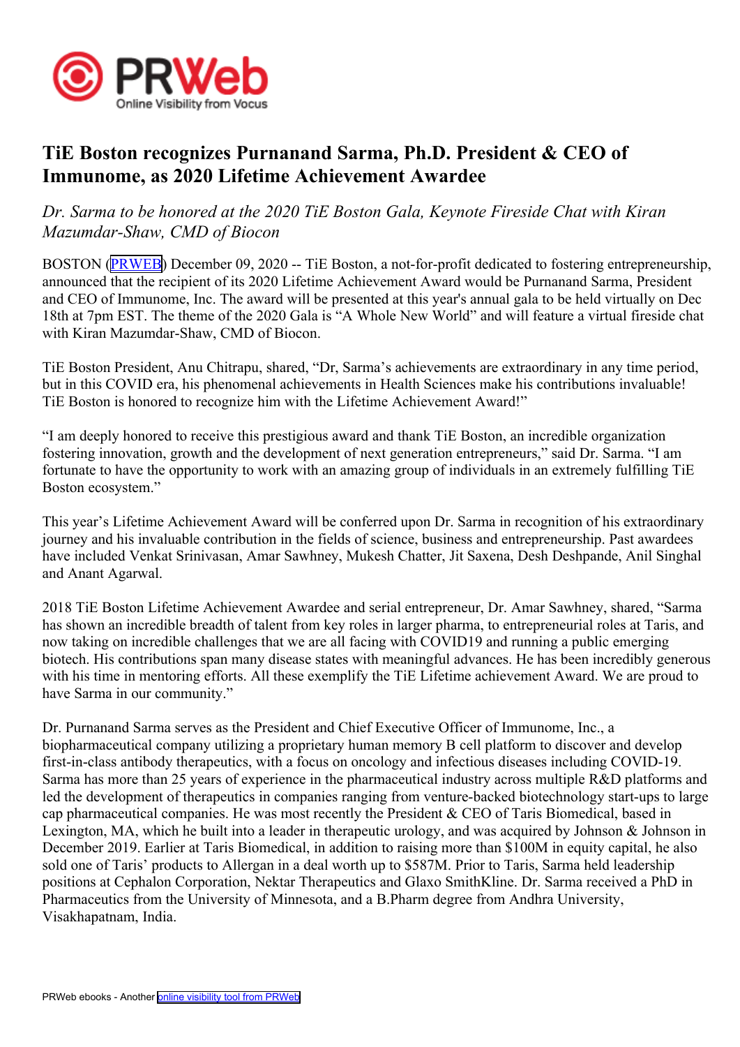# TiE Boston recognizes Purnanand Sarma, Ph.D. President & CEO of Immunome, as 2020 Lifetime Achievement Awardee

*Dr. Sarma to be honored at the 2020 TiE Boston Gala, Keynote Fireside Chat with Kiran Mazumdar-Shaw, CMD of Biocon*

BOSTON (PRWEB) December 09, 2020 -- TiE Boston, a not-for-profit dedicated to fostering entrepreneurship, announced that the recipient of its 2020 Lifetime Achievement Award would be Purnanand Sarma, President and CEO of Immunome, Inc. The award will be presented at this year's annual gala to be held virtually on Dec 18th at 7pm EST. The theme of the 2020 Gala is "A Whole New World" and will feature a virtual fireside chat with Kiran Mazumdar-Shaw, CMD of Biocon.

TiE Boston President, Anu Chitrapu, shared, "Dr, Sarma's achievements are extraordinary in any time period, but in this COVID era, his phenomenal achievements in Health Sciences make his contributions invaluable! TiE Boston is honored to recognize him with the Lifetime Achievement Award!"

"I am deeply honored to receive this prestigious award and thank TiE Boston, an incredible organization fostering innovation, growth and the development of next generation entrepreneurs," said Dr. Sarma. "I am fortunate to have the opportunity to work with an amazing group of individuals in an extremely fulfilling TiE Boston ecosystem."

This year's Lifetime Achievement Award will be conferred upon Dr. Sarma in recognition of his extraordinary journey and his invaluable contribution in the fields of science, business and entrepreneurship. Past awardees have included Venkat Srinivasan, Amar Sawhney, Mukesh Chatter, Jit Saxena, Desh Deshpande, Anil Singhal and Anant Agarwal.

2018 TiE Boston Lifetime Achievement Awardee and serial entrepreneur, Dr. Amar Sawhney, shared, "Sarma has shown an incredible breadth of talent from key roles in larger pharma, to entrepreneurial roles at Taris, and now taking on incredible challenges that we are all facing with COVID19 and running a public emerging biotech. His contributions span many disease states with meaningful advances. He has been incredibly generous with his time in mentoring efforts. All these exemplify the TiE Lifetime achievement Award. We are proud to have Sarma in our community."

Dr. Purnanand Sarma serves as the President and Chief Executive Officer of Immunome, Inc., a biopharmaceutical company utilizing a proprietary human memory B cell platform to discover and develop first-in-class antibody therapeutics, with a focus on oncology and infectious diseases including COVID-19. Sarma has more than 25 years of experience in the pharmaceutical industry across multiple R&D platforms and led the development of therapeutics in companies ranging from venture-backed biotechnology start-ups to large cap pharmaceutical companies. He was most recently the President & CEO of Taris Biomedical, based in Lexington, MA, which he built into a leader in therapeutic urology, and was acquired by Johnson & Johnson in December 2019. Earlier at Taris Biomedical, in addition to raising more than $100M in equity capital, he also sold one of Taris' products to Allergan in a deal worth up to $587M. Prior to Taris, Sarma held leadership positions at Cephalon Corporation, Nektar Therapeutics and Glaxo SmithKline. Dr. Sarma received a PhD in Pharmaceutics from the University of Minnesota, and a B.Pharm degree from Andhra University, Visakhapatnam, India.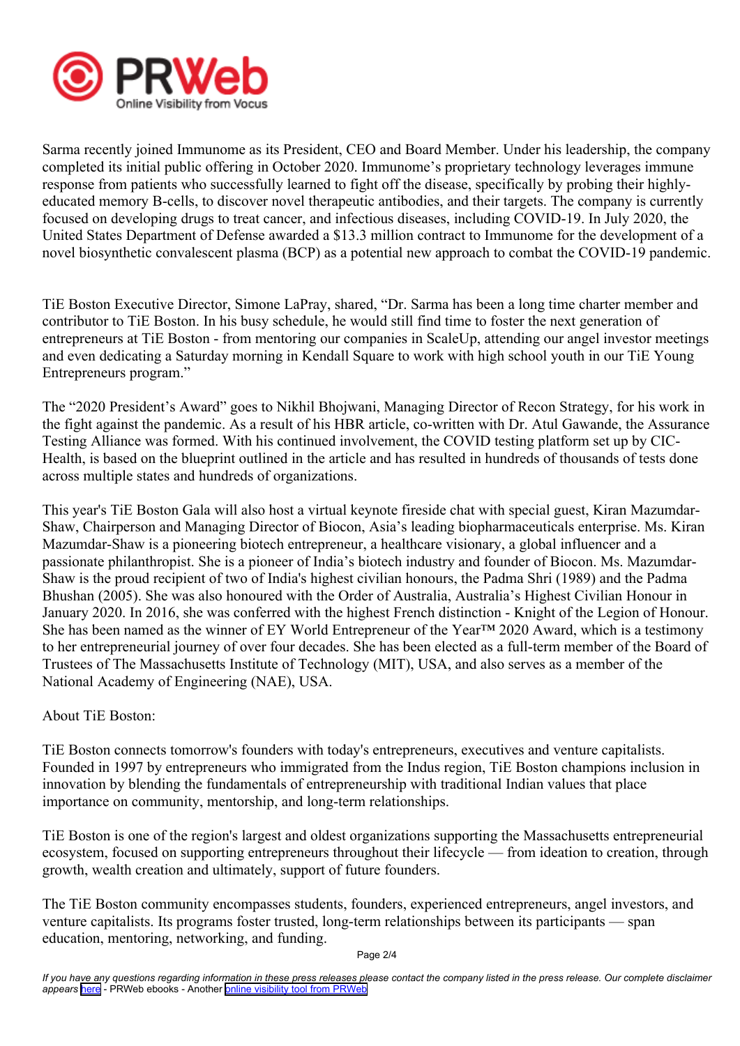Sarma recently joined Immunome as its President, CEO and Board Member. Under his leadership, the company completed its initial public offering in October 2020. Immunome's proprietary technology leverages immune response from patients who successfully learned to fight off the disease, specifically by probing their highly-educated memory B-cells, to discover novel therapeutic antibodies, and their targets. The company is currently focused on developing drugs to treat cancer, and infectious diseases, including COVID-19. In July 2020, the United States Department of Defense awarded a $13.3 million contract to Immunome for the development of a novel biosynthetic convalescent plasma (BCP) as a potential new approach to combat the COVID-19 pandemic.

TiE Boston Executive Director, Simone LaPray, shared, "Dr. Sarma has been a long time charter member and contributor to TiE Boston. In his busy schedule, he would still find time to foster the next generation of entrepreneurs at TiE Boston - from mentoring our companies in ScaleUp, attending our angel investor meetings and even dedicating a Saturday morning in Kendall Square to work with high school youth in our TiE Young Entrepreneurs program."

The "2020 President's Award" goes to Nikhil Bhojwani, Managing Director of Recon Strategy, for his work in the fight against the pandemic. As a result of his HBR article, co-written with Dr. Atul Gawande, the Assurance Testing Alliance was formed. With his continued involvement, the COVID testing platform set up by CIC-Health, is based on the blueprint outlined in the article and has resulted in hundreds of thousands of tests done across multiple states and hundreds of organizations.

This year's TiE Boston Gala will also host a virtual keynote fireside chat with special guest, Kiran Mazumdar-Shaw, Chairperson and Managing Director of Biocon, Asia's leading biopharmaceuticals enterprise. Ms. Kiran Mazumdar-Shaw is a pioneering biotech entrepreneur, a healthcare visionary, a global influencer and a passionate philanthropist. She is a pioneer of India's biotech industry and founder of Biocon. Ms. Mazumdar-Shaw is the proud recipient of two of India's highest civilian honours, the Padma Shri (1989) and the Padma Bhushan (2005). She was also honoured with the Order of Australia, Australia's Highest Civilian Honour in January 2020. In 2016, she was conferred with the highest French distinction - Knight of the Legion of Honour. She has been named as the winner of EY World Entrepreneur of the Year™ 2020 Award, which is a testimony to her entrepreneurial journey of over four decades. She has been elected as a full-term member of the Board of Trustees of The Massachusetts Institute of Technology (MIT), USA, and also serves as a member of the National Academy of Engineering (NAE), USA.

About TiE Boston:

TiE Boston connects tomorrow's founders with today's entrepreneurs, executives and venture capitalists. Founded in 1997 by entrepreneurs who immigrated from the Indus region, TiE Boston champions inclusion in innovation by blending the fundamentals of entrepreneurship with traditional Indian values that place importance on community, mentorship, and long-term relationships.

TiE Boston is one of the region's largest and oldest organizations supporting the Massachusetts entrepreneurial ecosystem, focused on supporting entrepreneurs throughout their lifecycle — from ideation to creation, through growth, wealth creation and ultimately, support of future founders.

The TiE Boston community encompasses students, founders, experienced entrepreneurs, angel investors, and venture capitalists. Its programs foster trusted, long-term relationships between its participants — span education, mentoring, networking, and funding.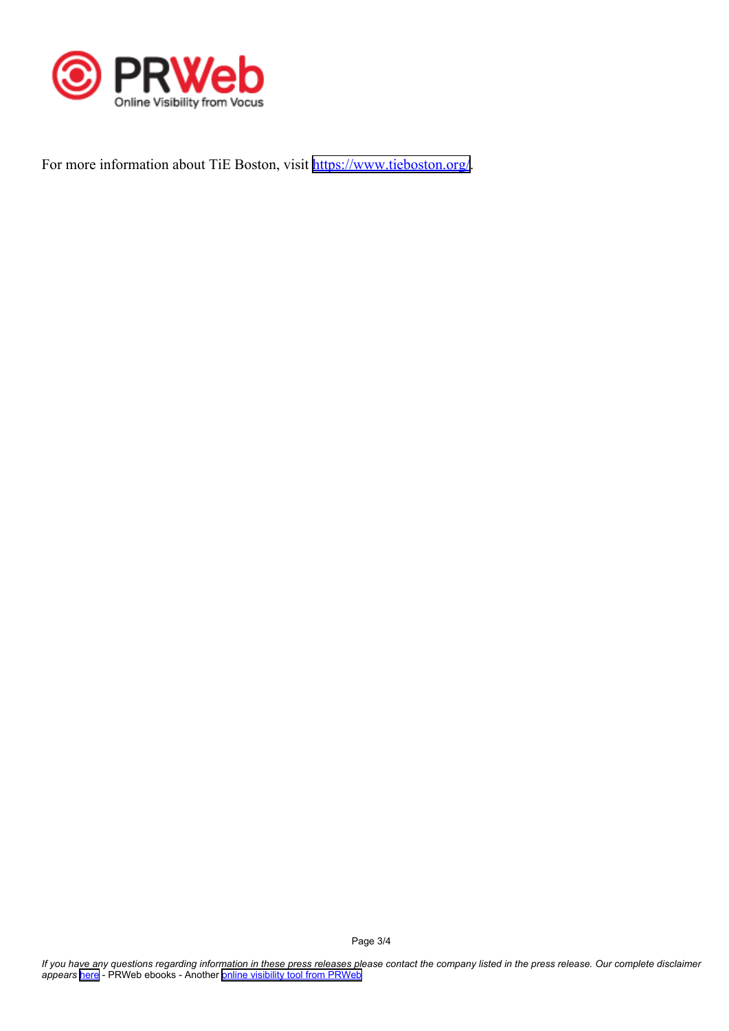For more information about TiE Boston, visit [https://www.tieboston.org/](https://www.tieboston.org/).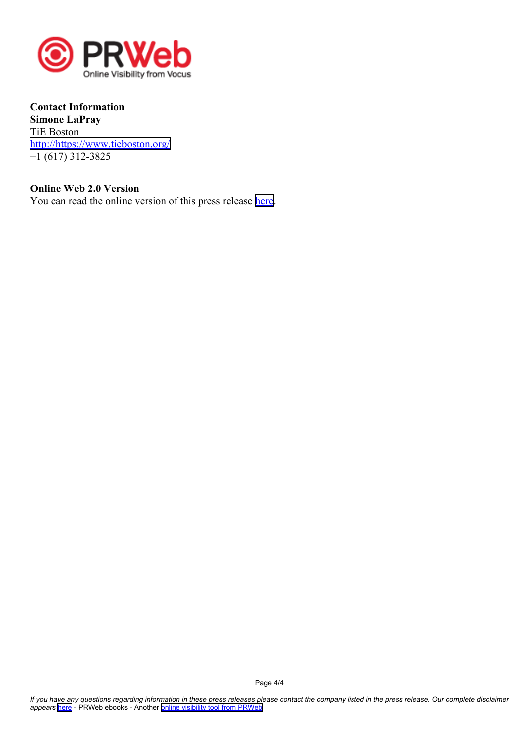**Contact Information**
**Simone LaPray**
TiE Boston
http://https://www.tieboston.org/
+1 (617) 312-3825

**Online Web 2.0 Version**
You can read the online version of this press release here.

*If you have any questions regarding information in these press releases please contact the company listed in the press release. Our complete disclaimer appears* here - PRWeb ebooks - Another online visibility tool from PRWeb